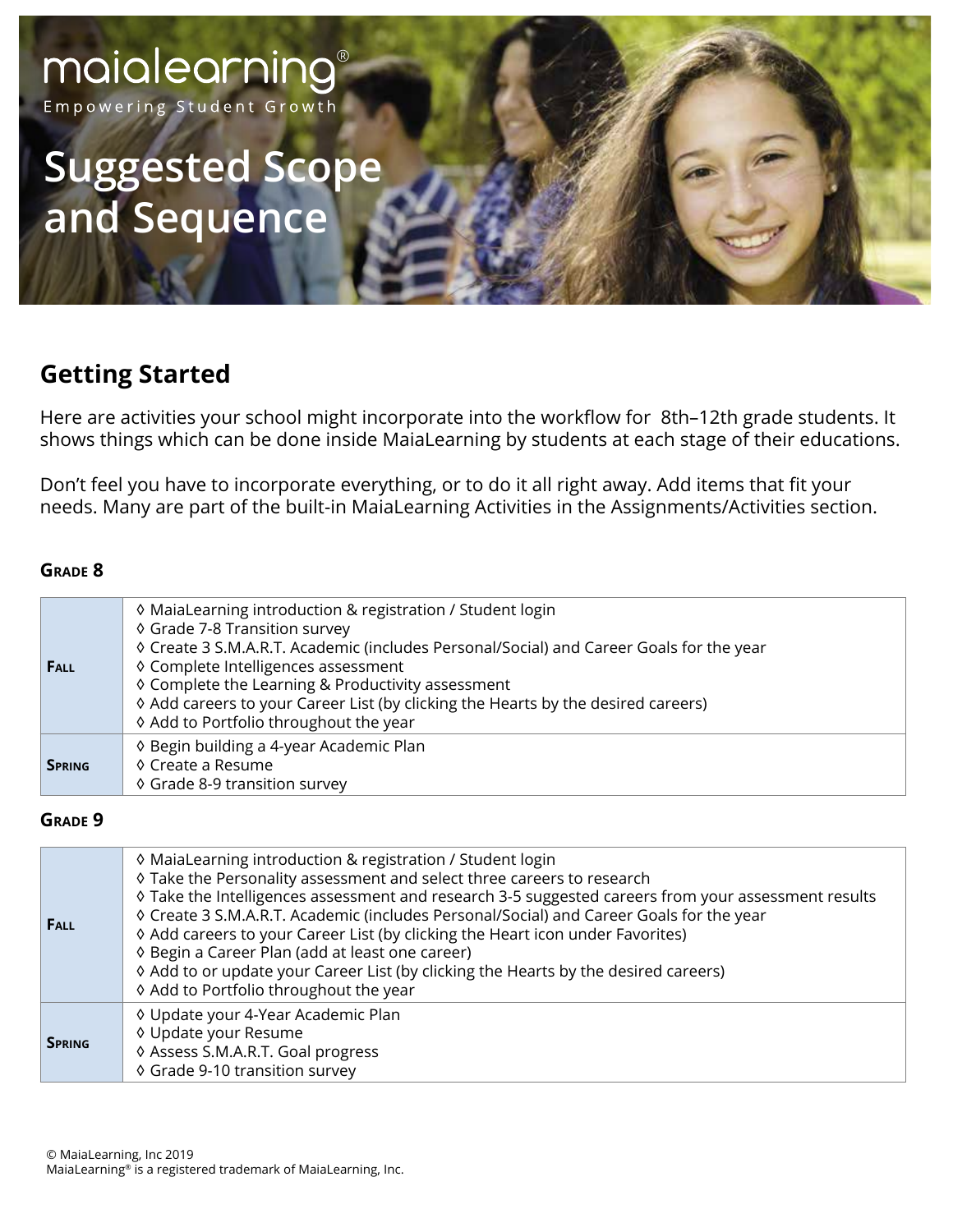maialearning®

Empowering Student Growth

# Suggested Scope and Sequence

## Getting Started

Here are activities your school might incorporate into the workflow for 8th–12th grade students. It shows things which can be done inside MaiaLearning by students at each stage of their educations.

Don't feel you have to incorporate everything, or to do it all right away. Add items that fit your needs. Many are part of the built-in MaiaLearning Activities in the Assignments/Activities section.

### Grade 8

| | |
|---|---|
| **Fall** | ◊ MaiaLearning introduction & registration / Student login<br>◊ Grade 7-8 Transition survey<br>◊ Create 3 S.M.A.R.T. Academic (includes Personal/Social) and Career Goals for the year<br>◊ Complete Intelligences assessment<br>◊ Complete the Learning & Productivity assessment<br>◊ Add careers to your Career List (by clicking the Hearts by the desired careers)<br>◊ Add to Portfolio throughout the year |
| **Spring** | ◊ Begin building a 4-year Academic Plan<br>◊ Create a Resume<br>◊ Grade 8-9 transition survey |

### Grade 9

| | |
|---|---|
| **Fall** | ◊ MaiaLearning introduction & registration / Student login<br>◊ Take the Personality assessment and select three careers to research<br>◊ Take the Intelligences assessment and research 3-5 suggested careers from your assessment results<br>◊ Create 3 S.M.A.R.T. Academic (includes Personal/Social) and Career Goals for the year<br>◊ Add careers to your Career List (by clicking the Heart icon under Favorites)<br>◊ Begin a Career Plan (add at least one career)<br>◊ Add to or update your Career List (by clicking the Hearts by the desired careers)<br>◊ Add to Portfolio throughout the year |
| **Spring** | ◊ Update your 4-Year Academic Plan<br>◊ Update your Resume<br>◊ Assess S.M.A.R.T. Goal progress<br>◊ Grade 9-10 transition survey |

© MaiaLearning, Inc 2019
MaiaLearning® is a registered trademark of MaiaLearning, Inc.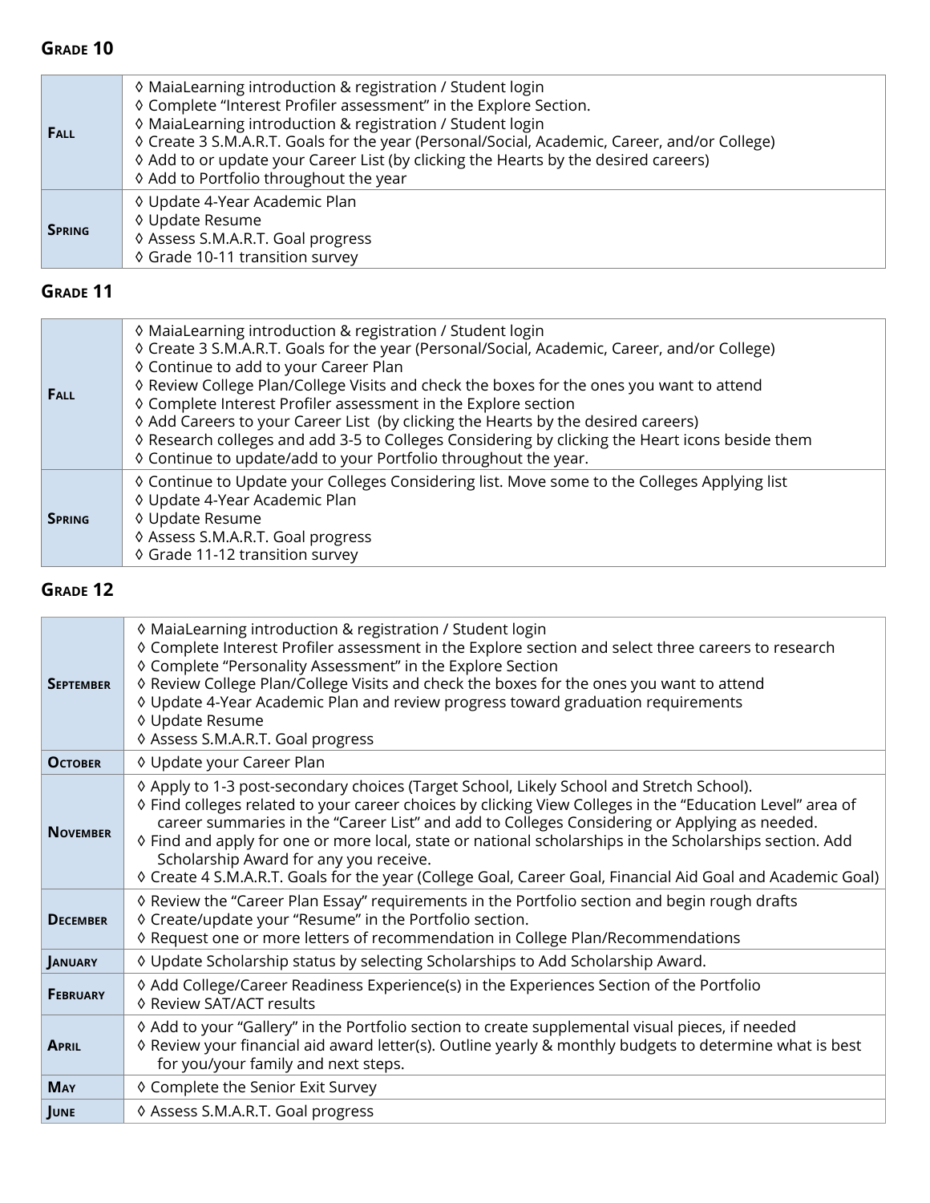## Grade 10

| | |
|---|---|
| **Fall** | ◊ MaiaLearning introduction & registration / Student login<br>◊ Complete "Interest Profiler assessment" in the Explore Section.<br>◊ MaiaLearning introduction & registration / Student login<br>◊ Create 3 S.M.A.R.T. Goals for the year (Personal/Social, Academic, Career, and/or College)<br>◊ Add to or update your Career List (by clicking the Hearts by the desired careers)<br>◊ Add to Portfolio throughout the year |
| **Spring** | ◊ Update 4-Year Academic Plan<br>◊ Update Resume<br>◊ Assess S.M.A.R.T. Goal progress<br>◊ Grade 10-11 transition survey |

## Grade 11

| | |
|---|---|
| **Fall** | ◊ MaiaLearning introduction & registration / Student login<br>◊ Create 3 S.M.A.R.T. Goals for the year (Personal/Social, Academic, Career, and/or College)<br>◊ Continue to add to your Career Plan<br>◊ Review College Plan/College Visits and check the boxes for the ones you want to attend<br>◊ Complete Interest Profiler assessment in the Explore section<br>◊ Add Careers to your Career List (by clicking the Hearts by the desired careers)<br>◊ Research colleges and add 3-5 to Colleges Considering by clicking the Heart icons beside them<br>◊ Continue to update/add to your Portfolio throughout the year. |
| **Spring** | ◊ Continue to Update your Colleges Considering list. Move some to the Colleges Applying list<br>◊ Update 4-Year Academic Plan<br>◊ Update Resume<br>◊ Assess S.M.A.R.T. Goal progress<br>◊ Grade 11-12 transition survey |

## Grade 12

| | |
|---|---|
| **September** | ◊ MaiaLearning introduction & registration / Student login<br>◊ Complete Interest Profiler assessment in the Explore section and select three careers to research<br>◊ Complete "Personality Assessment" in the Explore Section<br>◊ Review College Plan/College Visits and check the boxes for the ones you want to attend<br>◊ Update 4-Year Academic Plan and review progress toward graduation requirements<br>◊ Update Resume<br>◊ Assess S.M.A.R.T. Goal progress |
| **October** | ◊ Update your Career Plan |
| **November** | ◊ Apply to 1-3 post-secondary choices (Target School, Likely School and Stretch School).<br>◊ Find colleges related to your career choices by clicking View Colleges in the "Education Level" area of career summaries in the "Career List" and add to Colleges Considering or Applying as needed.<br>◊ Find and apply for one or more local, state or national scholarships in the Scholarships section. Add Scholarship Award for any you receive.<br>◊ Create 4 S.M.A.R.T. Goals for the year (College Goal, Career Goal, Financial Aid Goal and Academic Goal) |
| **December** | ◊ Review the "Career Plan Essay" requirements in the Portfolio section and begin rough drafts<br>◊ Create/update your "Resume" in the Portfolio section.<br>◊ Request one or more letters of recommendation in College Plan/Recommendations |
| **January** | ◊ Update Scholarship status by selecting Scholarships to Add Scholarship Award. |
| **February** | ◊ Add College/Career Readiness Experience(s) in the Experiences Section of the Portfolio<br>◊ Review SAT/ACT results |
| **April** | ◊ Add to your "Gallery" in the Portfolio section to create supplemental visual pieces, if needed<br>◊ Review your financial aid award letter(s). Outline yearly & monthly budgets to determine what is best for you/your family and next steps. |
| **May** | ◊ Complete the Senior Exit Survey |
| **June** | ◊ Assess S.M.A.R.T. Goal progress |